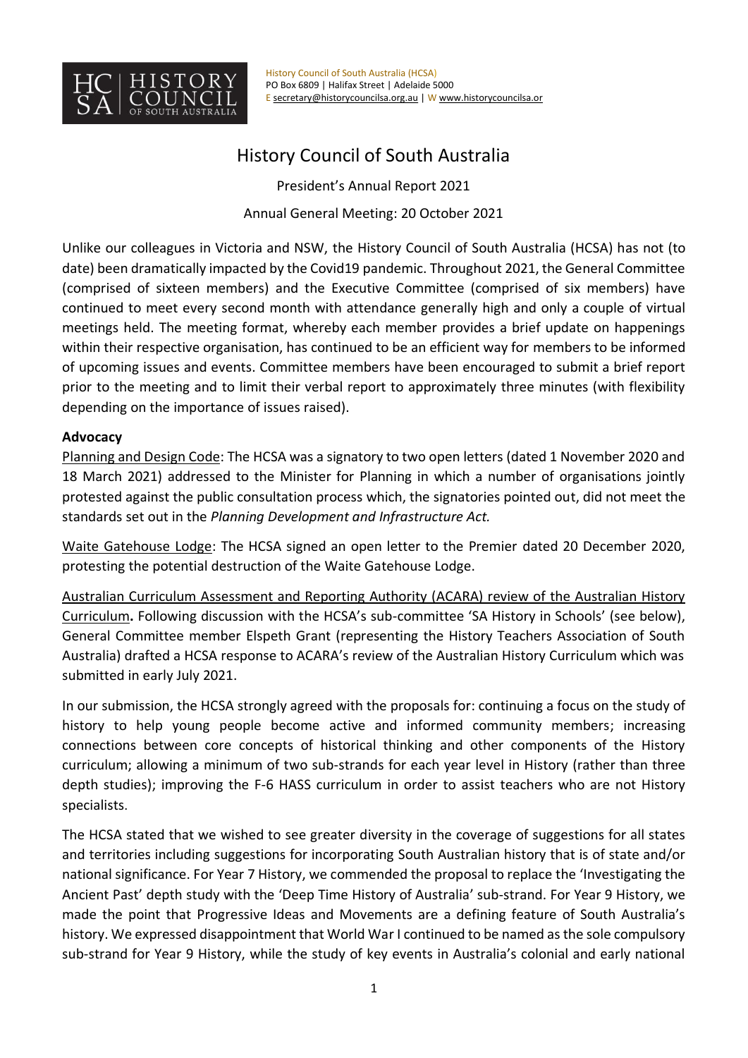History Council of South Australia (HCSA)
PO Box 6809 | Halifax Street | Adelaide 5000
E secretary@historycouncilsa.org.au | W www.historycouncilsa.or

# History Council of South Australia

President's Annual Report 2021

Annual General Meeting: 20 October 2021

Unlike our colleagues in Victoria and NSW, the History Council of South Australia (HCSA) has not (to date) been dramatically impacted by the Covid19 pandemic. Throughout 2021, the General Committee (comprised of sixteen members) and the Executive Committee (comprised of six members) have continued to meet every second month with attendance generally high and only a couple of virtual meetings held. The meeting format, whereby each member provides a brief update on happenings within their respective organisation, has continued to be an efficient way for members to be informed of upcoming issues and events. Committee members have been encouraged to submit a brief report prior to the meeting and to limit their verbal report to approximately three minutes (with flexibility depending on the importance of issues raised).

**Advocacy**

Planning and Design Code: The HCSA was a signatory to two open letters (dated 1 November 2020 and 18 March 2021) addressed to the Minister for Planning in which a number of organisations jointly protested against the public consultation process which, the signatories pointed out, did not meet the standards set out in the *Planning Development and Infrastructure Act.*

Waite Gatehouse Lodge: The HCSA signed an open letter to the Premier dated 20 December 2020, protesting the potential destruction of the Waite Gatehouse Lodge.

Australian Curriculum Assessment and Reporting Authority (ACARA) review of the Australian History Curriculum**.** Following discussion with the HCSA's sub-committee 'SA History in Schools' (see below), General Committee member Elspeth Grant (representing the History Teachers Association of South Australia) drafted a HCSA response to ACARA's review of the Australian History Curriculum which was submitted in early July 2021.

In our submission, the HCSA strongly agreed with the proposals for: continuing a focus on the study of history to help young people become active and informed community members; increasing connections between core concepts of historical thinking and other components of the History curriculum; allowing a minimum of two sub-strands for each year level in History (rather than three depth studies); improving the F-6 HASS curriculum in order to assist teachers who are not History specialists.

The HCSA stated that we wished to see greater diversity in the coverage of suggestions for all states and territories including suggestions for incorporating South Australian history that is of state and/or national significance. For Year 7 History, we commended the proposal to replace the 'Investigating the Ancient Past' depth study with the 'Deep Time History of Australia' sub-strand. For Year 9 History, we made the point that Progressive Ideas and Movements are a defining feature of South Australia's history. We expressed disappointment that World War I continued to be named as the sole compulsory sub-strand for Year 9 History, while the study of key events in Australia's colonial and early national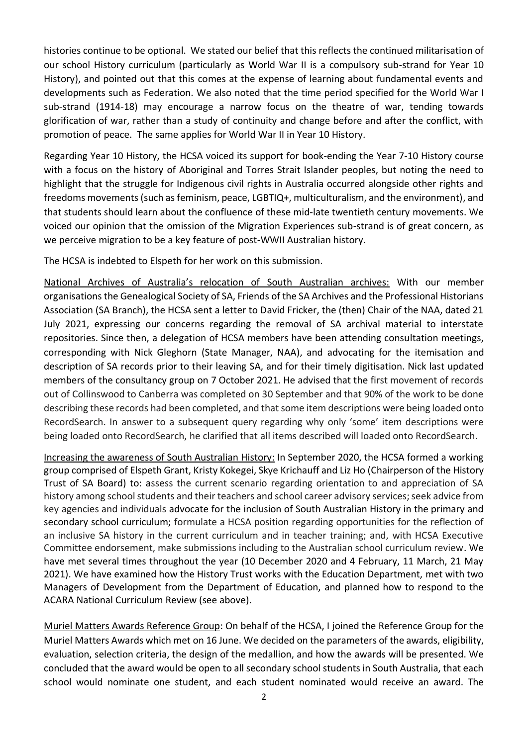histories continue to be optional. We stated our belief that this reflects the continued militarisation of our school History curriculum (particularly as World War II is a compulsory sub-strand for Year 10 History), and pointed out that this comes at the expense of learning about fundamental events and developments such as Federation. We also noted that the time period specified for the World War I sub-strand (1914-18) may encourage a narrow focus on the theatre of war, tending towards glorification of war, rather than a study of continuity and change before and after the conflict, with promotion of peace. The same applies for World War II in Year 10 History.

Regarding Year 10 History, the HCSA voiced its support for book-ending the Year 7-10 History course with a focus on the history of Aboriginal and Torres Strait Islander peoples, but noting the need to highlight that the struggle for Indigenous civil rights in Australia occurred alongside other rights and freedoms movements (such as feminism, peace, LGBTIQ+, multiculturalism, and the environment), and that students should learn about the confluence of these mid-late twentieth century movements. We voiced our opinion that the omission of the Migration Experiences sub-strand is of great concern, as we perceive migration to be a key feature of post-WWII Australian history.

The HCSA is indebted to Elspeth for her work on this submission.

<u>National Archives of Australia's relocation of South Australian archives:</u> With our member organisations the Genealogical Society of SA, Friends of the SA Archives and the Professional Historians Association (SA Branch), the HCSA sent a letter to David Fricker, the (then) Chair of the NAA, dated 21 July 2021, expressing our concerns regarding the removal of SA archival material to interstate repositories. Since then, a delegation of HCSA members have been attending consultation meetings, corresponding with Nick Gleghorn (State Manager, NAA), and advocating for the itemisation and description of SA records prior to their leaving SA, and for their timely digitisation. Nick last updated members of the consultancy group on 7 October 2021. He advised that the first movement of records out of Collinswood to Canberra was completed on 30 September and that 90% of the work to be done describing these records had been completed, and that some item descriptions were being loaded onto RecordSearch. In answer to a subsequent query regarding why only 'some' item descriptions were being loaded onto RecordSearch, he clarified that all items described will loaded onto RecordSearch.

<u>Increasing the awareness of South Australian History:</u> In September 2020, the HCSA formed a working group comprised of Elspeth Grant, Kristy Kokegei, Skye Krichauff and Liz Ho (Chairperson of the History Trust of SA Board) to: assess the current scenario regarding orientation to and appreciation of SA history among school students and their teachers and school career advisory services; seek advice from key agencies and individuals advocate for the inclusion of South Australian History in the primary and secondary school curriculum; formulate a HCSA position regarding opportunities for the reflection of an inclusive SA history in the current curriculum and in teacher training; and, with HCSA Executive Committee endorsement, make submissions including to the Australian school curriculum review. We have met several times throughout the year (10 December 2020 and 4 February, 11 March, 21 May 2021). We have examined how the History Trust works with the Education Department, met with two Managers of Development from the Department of Education, and planned how to respond to the ACARA National Curriculum Review (see above).

<u>Muriel Matters Awards Reference Group</u>: On behalf of the HCSA, I joined the Reference Group for the Muriel Matters Awards which met on 16 June. We decided on the parameters of the awards, eligibility, evaluation, selection criteria, the design of the medallion, and how the awards will be presented. We concluded that the award would be open to all secondary school students in South Australia, that each school would nominate one student, and each student nominated would receive an award. The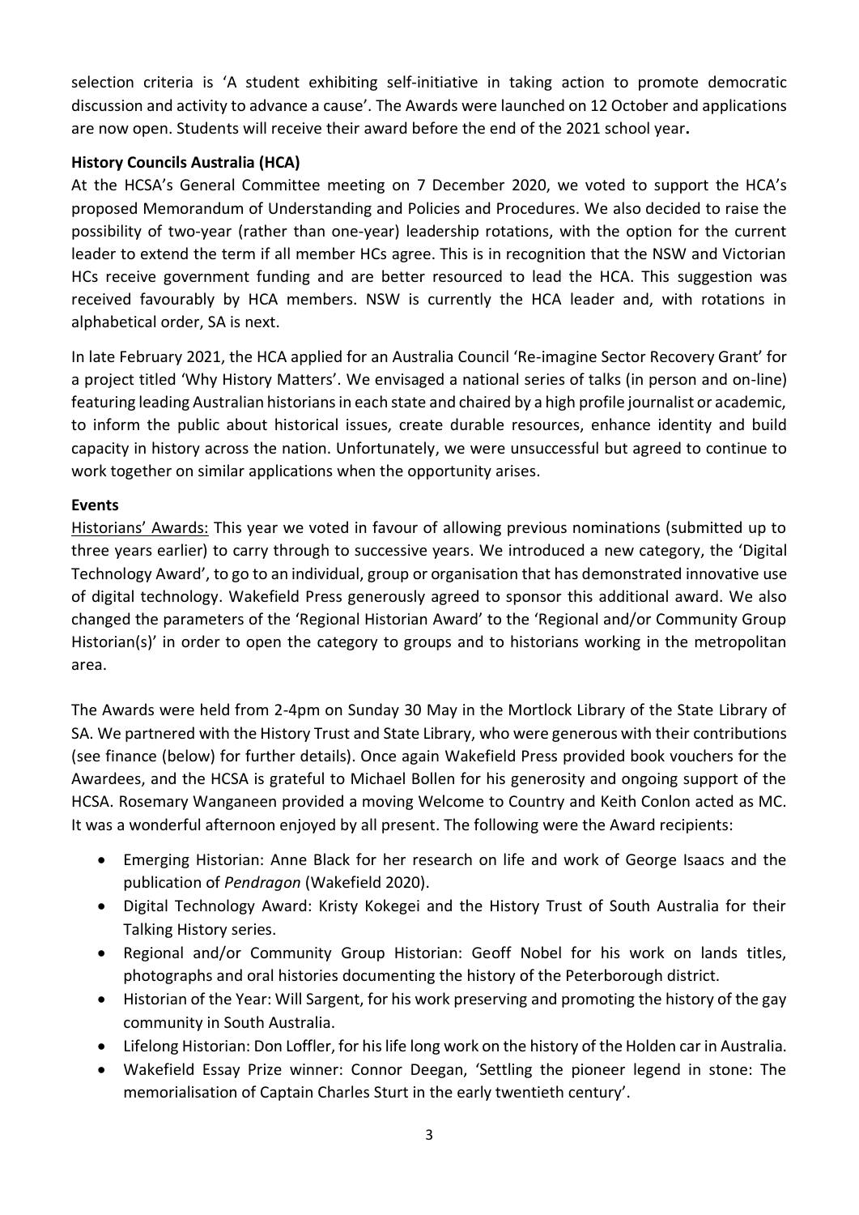selection criteria is 'A student exhibiting self-initiative in taking action to promote democratic discussion and activity to advance a cause'. The Awards were launched on 12 October and applications are now open. Students will receive their award before the end of the 2021 school year**.**

**History Councils Australia (HCA)**

At the HCSA's General Committee meeting on 7 December 2020, we voted to support the HCA's proposed Memorandum of Understanding and Policies and Procedures. We also decided to raise the possibility of two-year (rather than one-year) leadership rotations, with the option for the current leader to extend the term if all member HCs agree. This is in recognition that the NSW and Victorian HCs receive government funding and are better resourced to lead the HCA. This suggestion was received favourably by HCA members. NSW is currently the HCA leader and, with rotations in alphabetical order, SA is next.

In late February 2021, the HCA applied for an Australia Council 'Re-imagine Sector Recovery Grant' for a project titled 'Why History Matters'. We envisaged a national series of talks (in person and on-line) featuring leading Australian historians in each state and chaired by a high profile journalist or academic, to inform the public about historical issues, create durable resources, enhance identity and build capacity in history across the nation. Unfortunately, we were unsuccessful but agreed to continue to work together on similar applications when the opportunity arises.

**Events**

Historians' Awards: This year we voted in favour of allowing previous nominations (submitted up to three years earlier) to carry through to successive years. We introduced a new category, the 'Digital Technology Award', to go to an individual, group or organisation that has demonstrated innovative use of digital technology. Wakefield Press generously agreed to sponsor this additional award. We also changed the parameters of the 'Regional Historian Award' to the 'Regional and/or Community Group Historian(s)' in order to open the category to groups and to historians working in the metropolitan area.

The Awards were held from 2-4pm on Sunday 30 May in the Mortlock Library of the State Library of SA. We partnered with the History Trust and State Library, who were generous with their contributions (see finance (below) for further details). Once again Wakefield Press provided book vouchers for the Awardees, and the HCSA is grateful to Michael Bollen for his generosity and ongoing support of the HCSA. Rosemary Wanganeen provided a moving Welcome to Country and Keith Conlon acted as MC. It was a wonderful afternoon enjoyed by all present. The following were the Award recipients:

- Emerging Historian: Anne Black for her research on life and work of George Isaacs and the publication of *Pendragon* (Wakefield 2020).
- Digital Technology Award: Kristy Kokegei and the History Trust of South Australia for their Talking History series.
- Regional and/or Community Group Historian: Geoff Nobel for his work on lands titles, photographs and oral histories documenting the history of the Peterborough district.
- Historian of the Year: Will Sargent, for his work preserving and promoting the history of the gay community in South Australia.
- Lifelong Historian: Don Loffler, for his life long work on the history of the Holden car in Australia.
- Wakefield Essay Prize winner: Connor Deegan, 'Settling the pioneer legend in stone: The memorialisation of Captain Charles Sturt in the early twentieth century'.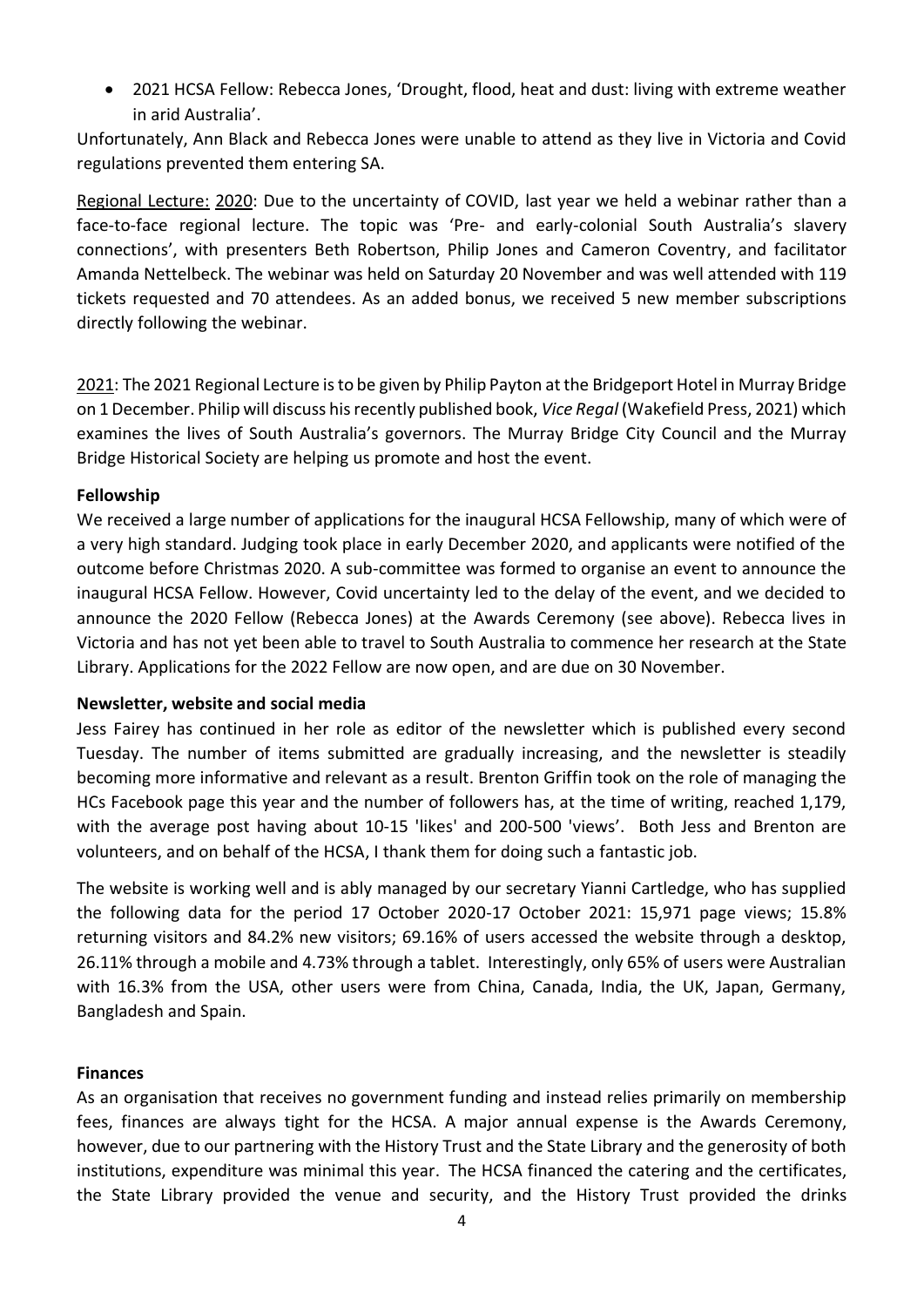- 2021 HCSA Fellow: Rebecca Jones, 'Drought, flood, heat and dust: living with extreme weather in arid Australia'.

Unfortunately, Ann Black and Rebecca Jones were unable to attend as they live in Victoria and Covid regulations prevented them entering SA.

Regional Lecture: 2020: Due to the uncertainty of COVID, last year we held a webinar rather than a face-to-face regional lecture. The topic was 'Pre- and early-colonial South Australia's slavery connections', with presenters Beth Robertson, Philip Jones and Cameron Coventry, and facilitator Amanda Nettelbeck. The webinar was held on Saturday 20 November and was well attended with 119 tickets requested and 70 attendees. As an added bonus, we received 5 new member subscriptions directly following the webinar.

2021: The 2021 Regional Lecture is to be given by Philip Payton at the Bridgeport Hotel in Murray Bridge on 1 December. Philip will discuss his recently published book, *Vice Regal* (Wakefield Press, 2021) which examines the lives of South Australia's governors. The Murray Bridge City Council and the Murray Bridge Historical Society are helping us promote and host the event.

**Fellowship**

We received a large number of applications for the inaugural HCSA Fellowship, many of which were of a very high standard. Judging took place in early December 2020, and applicants were notified of the outcome before Christmas 2020. A sub-committee was formed to organise an event to announce the inaugural HCSA Fellow. However, Covid uncertainty led to the delay of the event, and we decided to announce the 2020 Fellow (Rebecca Jones) at the Awards Ceremony (see above). Rebecca lives in Victoria and has not yet been able to travel to South Australia to commence her research at the State Library. Applications for the 2022 Fellow are now open, and are due on 30 November.

**Newsletter, website and social media**

Jess Fairey has continued in her role as editor of the newsletter which is published every second Tuesday. The number of items submitted are gradually increasing, and the newsletter is steadily becoming more informative and relevant as a result. Brenton Griffin took on the role of managing the HCs Facebook page this year and the number of followers has, at the time of writing, reached 1,179, with the average post having about 10-15 'likes' and 200-500 'views'. Both Jess and Brenton are volunteers, and on behalf of the HCSA, I thank them for doing such a fantastic job.

The website is working well and is ably managed by our secretary Yianni Cartledge, who has supplied the following data for the period 17 October 2020-17 October 2021: 15,971 page views; 15.8% returning visitors and 84.2% new visitors; 69.16% of users accessed the website through a desktop, 26.11% through a mobile and 4.73% through a tablet. Interestingly, only 65% of users were Australian with 16.3% from the USA, other users were from China, Canada, India, the UK, Japan, Germany, Bangladesh and Spain.

**Finances**

As an organisation that receives no government funding and instead relies primarily on membership fees, finances are always tight for the HCSA. A major annual expense is the Awards Ceremony, however, due to our partnering with the History Trust and the State Library and the generosity of both institutions, expenditure was minimal this year. The HCSA financed the catering and the certificates, the State Library provided the venue and security, and the History Trust provided the drinks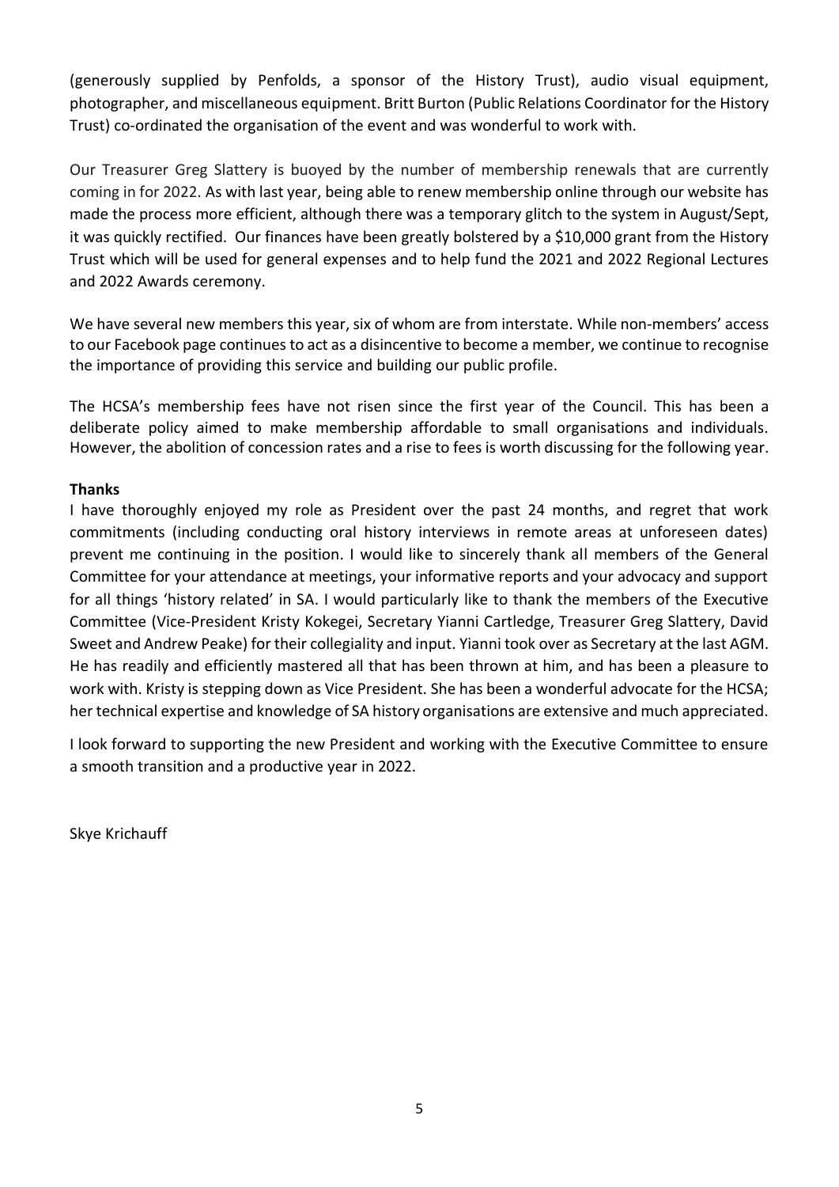(generously supplied by Penfolds, a sponsor of the History Trust), audio visual equipment, photographer, and miscellaneous equipment. Britt Burton (Public Relations Coordinator for the History Trust) co-ordinated the organisation of the event and was wonderful to work with.

Our Treasurer Greg Slattery is buoyed by the number of membership renewals that are currently coming in for 2022. As with last year, being able to renew membership online through our website has made the process more efficient, although there was a temporary glitch to the system in August/Sept, it was quickly rectified. Our finances have been greatly bolstered by a $10,000 grant from the History Trust which will be used for general expenses and to help fund the 2021 and 2022 Regional Lectures and 2022 Awards ceremony.

We have several new members this year, six of whom are from interstate. While non-members' access to our Facebook page continues to act as a disincentive to become a member, we continue to recognise the importance of providing this service and building our public profile.

The HCSA's membership fees have not risen since the first year of the Council. This has been a deliberate policy aimed to make membership affordable to small organisations and individuals. However, the abolition of concession rates and a rise to fees is worth discussing for the following year.

**Thanks**

I have thoroughly enjoyed my role as President over the past 24 months, and regret that work commitments (including conducting oral history interviews in remote areas at unforeseen dates) prevent me continuing in the position. I would like to sincerely thank all members of the General Committee for your attendance at meetings, your informative reports and your advocacy and support for all things 'history related' in SA. I would particularly like to thank the members of the Executive Committee (Vice-President Kristy Kokegei, Secretary Yianni Cartledge, Treasurer Greg Slattery, David Sweet and Andrew Peake) for their collegiality and input. Yianni took over as Secretary at the last AGM. He has readily and efficiently mastered all that has been thrown at him, and has been a pleasure to work with. Kristy is stepping down as Vice President. She has been a wonderful advocate for the HCSA; her technical expertise and knowledge of SA history organisations are extensive and much appreciated.

I look forward to supporting the new President and working with the Executive Committee to ensure a smooth transition and a productive year in 2022.

Skye Krichauff